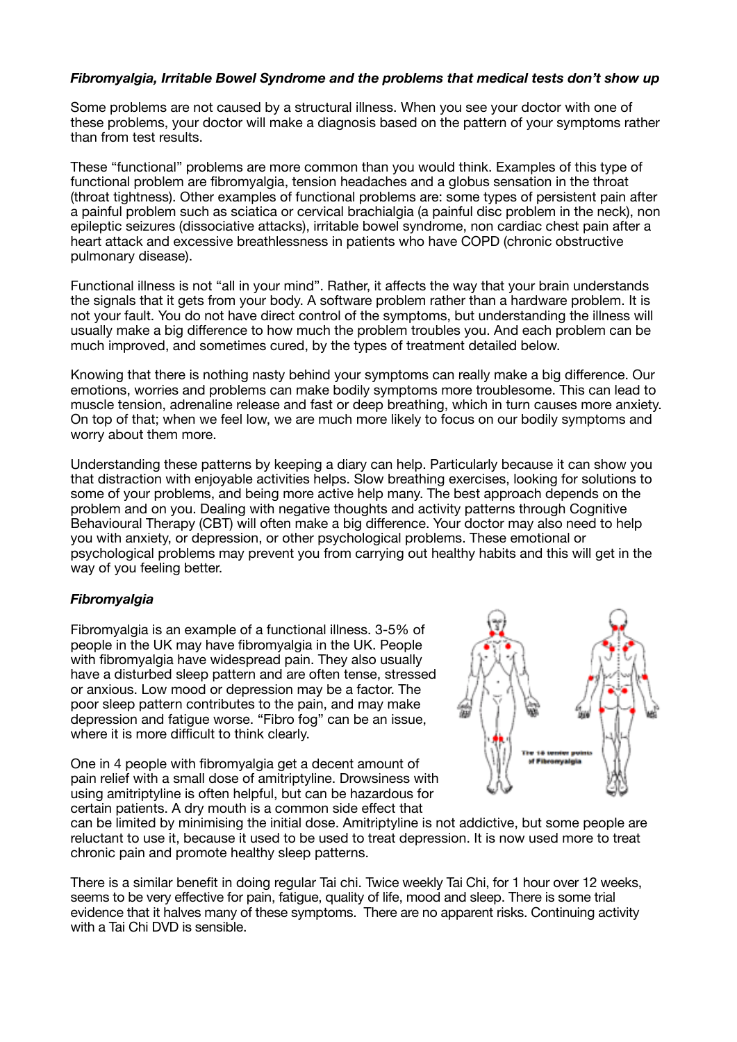***Fibromyalgia, Irritable Bowel Syndrome and the problems that medical tests don't show up***

Some problems are not caused by a structural illness. When you see your doctor with one of these problems, your doctor will make a diagnosis based on the pattern of your symptoms rather than from test results.

These "functional" problems are more common than you would think. Examples of this type of functional problem are fibromyalgia, tension headaches and a globus sensation in the throat (throat tightness). Other examples of functional problems are: some types of persistent pain after a painful problem such as sciatica or cervical brachialgia (a painful disc problem in the neck), non epileptic seizures (dissociative attacks), irritable bowel syndrome, non cardiac chest pain after a heart attack and excessive breathlessness in patients who have COPD (chronic obstructive pulmonary disease).

Functional illness is not "all in your mind". Rather, it affects the way that your brain understands the signals that it gets from your body. A software problem rather than a hardware problem. It is not your fault. You do not have direct control of the symptoms, but understanding the illness will usually make a big difference to how much the problem troubles you. And each problem can be much improved, and sometimes cured, by the types of treatment detailed below.

Knowing that there is nothing nasty behind your symptoms can really make a big difference. Our emotions, worries and problems can make bodily symptoms more troublesome. This can lead to muscle tension, adrenaline release and fast or deep breathing, which in turn causes more anxiety. On top of that; when we feel low, we are much more likely to focus on our bodily symptoms and worry about them more.

Understanding these patterns by keeping a diary can help. Particularly because it can show you that distraction with enjoyable activities helps. Slow breathing exercises, looking for solutions to some of your problems, and being more active help many. The best approach depends on the problem and on you. Dealing with negative thoughts and activity patterns through Cognitive Behavioural Therapy (CBT) will often make a big difference. Your doctor may also need to help you with anxiety, or depression, or other psychological problems. These emotional or psychological problems may prevent you from carrying out healthy habits and this will get in the way of you feeling better.

***Fibromyalgia***

Fibromyalgia is an example of a functional illness. 3-5% of people in the UK may have fibromyalgia in the UK. People with fibromyalgia have widespread pain. They also usually have a disturbed sleep pattern and are often tense, stressed or anxious. Low mood or depression may be a factor. The poor sleep pattern contributes to the pain, and may make depression and fatigue worse. "Fibro fog" can be an issue, where it is more difficult to think clearly.

The 18 tender points of Fibromyalgia

One in 4 people with fibromyalgia get a decent amount of pain relief with a small dose of amitriptyline. Drowsiness with using amitriptyline is often helpful, but can be hazardous for certain patients. A dry mouth is a common side effect that can be limited by minimising the initial dose. Amitriptyline is not addictive, but some people are reluctant to use it, because it used to be used to treat depression. It is now used more to treat chronic pain and promote healthy sleep patterns.

There is a similar benefit in doing regular Tai chi. Twice weekly Tai Chi, for 1 hour over 12 weeks, seems to be very effective for pain, fatigue, quality of life, mood and sleep. There is some trial evidence that it halves many of these symptoms. There are no apparent risks. Continuing activity with a Tai Chi DVD is sensible.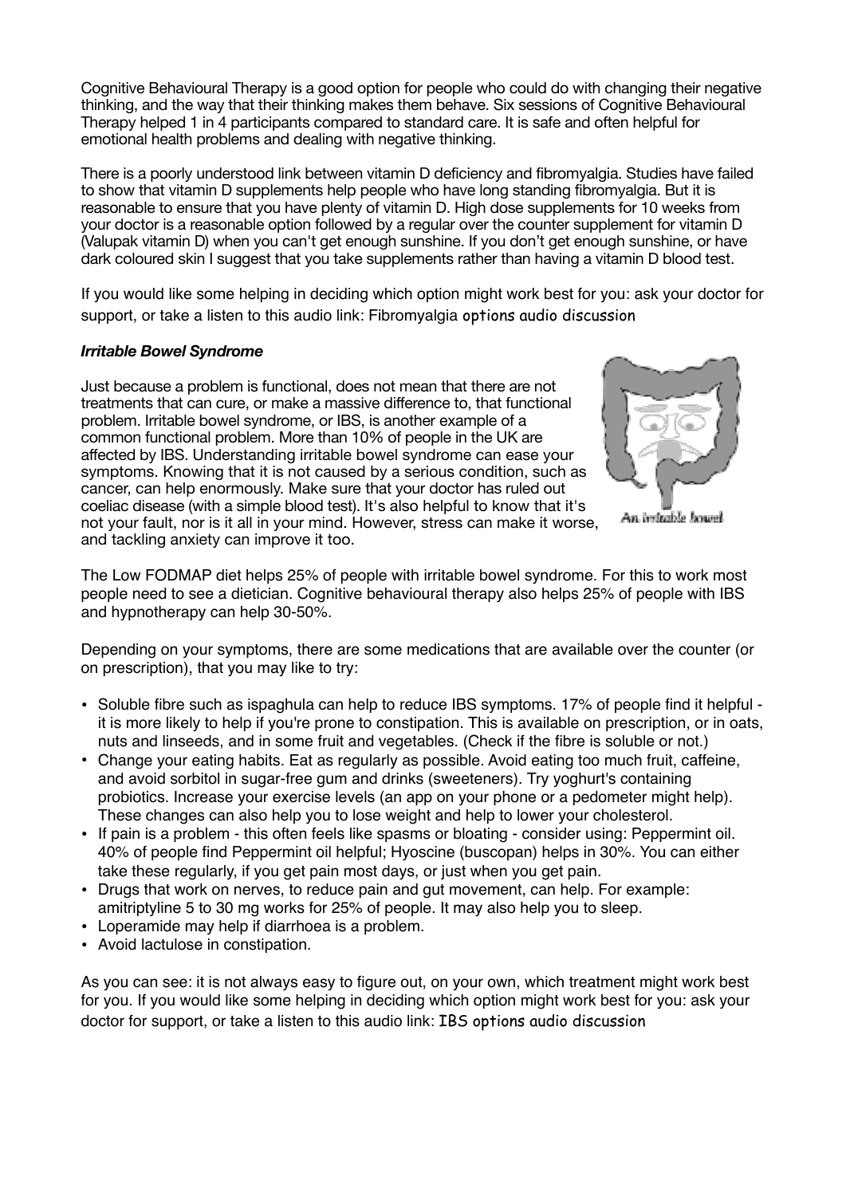Cognitive Behavioural Therapy is a good option for people who could do with changing their negative thinking, and the way that their thinking makes them behave. Six sessions of Cognitive Behavioural Therapy helped 1 in 4 participants compared to standard care. It is safe and often helpful for emotional health problems and dealing with negative thinking.

There is a poorly understood link between vitamin D deficiency and fibromyalgia. Studies have failed to show that vitamin D supplements help people who have long standing fibromyalgia. But it is reasonable to ensure that you have plenty of vitamin D. High dose supplements for 10 weeks from your doctor is a reasonable option followed by a regular over the counter supplement for vitamin D (Valupak vitamin D) when you can't get enough sunshine. If you don't get enough sunshine, or have dark coloured skin I suggest that you take supplements rather than having a vitamin D blood test.

If you would like some helping in deciding which option might work best for you: ask your doctor for support, or take a listen to this audio link: Fibromyalgia options audio discussion

### *Irritable Bowel Syndrome*

Just because a problem is functional, does not mean that there are not treatments that can cure, or make a massive difference to, that functional problem. Irritable bowel syndrome, or IBS, is another example of a common functional problem. More than 10% of people in the UK are affected by IBS. Understanding irritable bowel syndrome can ease your symptoms. Knowing that it is not caused by a serious condition, such as cancer, can help enormously. Make sure that your doctor has ruled out coeliac disease (with a simple blood test). It's also helpful to know that it's not your fault, nor is it all in your mind. However, stress can make it worse, and tackling anxiety can improve it too.

An irritable bowel

The Low FODMAP diet helps 25% of people with irritable bowel syndrome. For this to work most people need to see a dietician. Cognitive behavioural therapy also helps 25% of people with IBS and hypnotherapy can help 30-50%.

Depending on your symptoms, there are some medications that are available over the counter (or on prescription), that you may like to try:

- Soluble fibre such as ispaghula can help to reduce IBS symptoms. 17% of people find it helpful - it is more likely to help if you're prone to constipation. This is available on prescription, or in oats, nuts and linseeds, and in some fruit and vegetables. (Check if the fibre is soluble or not.)
- Change your eating habits. Eat as regularly as possible. Avoid eating too much fruit, caffeine, and avoid sorbitol in sugar-free gum and drinks (sweeteners). Try yoghurt's containing probiotics. Increase your exercise levels (an app on your phone or a pedometer might help). These changes can also help you to lose weight and help to lower your cholesterol.
- If pain is a problem - this often feels like spasms or bloating - consider using: Peppermint oil. 40% of people find Peppermint oil helpful; Hyoscine (buscopan) helps in 30%. You can either take these regularly, if you get pain most days, or just when you get pain.
- Drugs that work on nerves, to reduce pain and gut movement, can help. For example: amitriptyline 5 to 30 mg works for 25% of people. It may also help you to sleep.
- Loperamide may help if diarrhoea is a problem.
- Avoid lactulose in constipation.

As you can see: it is not always easy to figure out, on your own, which treatment might work best for you. If you would like some helping in deciding which option might work best for you: ask your doctor for support, or take a listen to this audio link: IBS options audio discussion